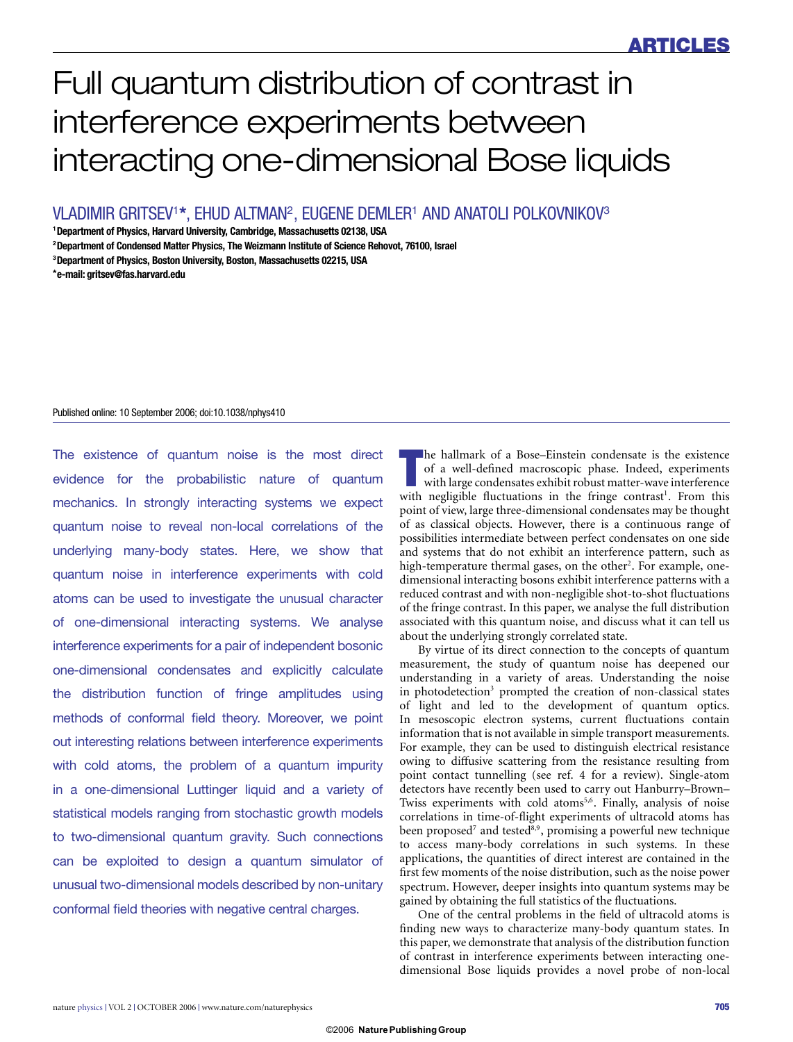# Full quantum distribution of contrast in interference experiments between interacting one-dimensional Bose liquids

VLADIMIR GRITSEV[1]*, EHUD ALTMAN[2], EUGENE DEMLER[1] AND ANATOLI POLKOVNIKOV[3]

[1]Department of Physics, Harvard University, Cambridge, Massachusetts 02138, USA

[2]Department of Condensed Matter Physics, The Weizmann Institute of Science Rehovot, 76100, Israel

[3]Department of Physics, Boston University, Boston, Massachusetts 02215, USA

*e-mail: gritsev@fas.harvard.edu

Published online: 10 September 2006; doi:10.1038/nphys410

The existence of quantum noise is the most direct evidence for the probabilistic nature of quantum mechanics. In strongly interacting systems we expect quantum noise to reveal non-local correlations of the underlying many-body states. Here, we show that quantum noise in interference experiments with cold atoms can be used to investigate the unusual character of one-dimensional interacting systems. We analyse interference experiments for a pair of independent bosonic one-dimensional condensates and explicitly calculate the distribution function of fringe amplitudes using methods of conformal field theory. Moreover, we point out interesting relations between interference experiments with cold atoms, the problem of a quantum impurity in a one-dimensional Luttinger liquid and a variety of statistical models ranging from stochastic growth models to two-dimensional quantum gravity. Such connections can be exploited to design a quantum simulator of unusual two-dimensional models described by non-unitary conformal field theories with negative central charges.

The hallmark of a Bose–Einstein condensate is the existence of a well-defined macroscopic phase. Indeed, experiments with large condensates exhibit robust matter-wave interference with negligible fluctuations in the fringe contrast[1]. From this point of view, large three-dimensional condensates may be thought of as classical objects. However, there is a continuous range of possibilities intermediate between perfect condensates on one side and systems that do not exhibit an interference pattern, such as high-temperature thermal gases, on the other[2]. For example, one-dimensional interacting bosons exhibit interference patterns with a reduced contrast and with non-negligible shot-to-shot fluctuations of the fringe contrast. In this paper, we analyse the full distribution associated with this quantum noise, and discuss what it can tell us about the underlying strongly correlated state.

By virtue of its direct connection to the concepts of quantum measurement, the study of quantum noise has deepened our understanding in a variety of areas. Understanding the noise in photodetection[3] prompted the creation of non-classical states of light and led to the development of quantum optics. In mesoscopic electron systems, current fluctuations contain information that is not available in simple transport measurements. For example, they can be used to distinguish electrical resistance owing to diffusive scattering from the resistance resulting from point contact tunnelling (see ref. 4 for a review). Single-atom detectors have recently been used to carry out Hanburry–Brown–Twiss experiments with cold atoms[5,6]. Finally, analysis of noise correlations in time-of-flight experiments of ultracold atoms has been proposed[7] and tested[8,9], promising a powerful new technique to access many-body correlations in such systems. In these applications, the quantities of direct interest are contained in the first few moments of the noise distribution, such as the noise power spectrum. However, deeper insights into quantum systems may be gained by obtaining the full statistics of the fluctuations.

One of the central problems in the field of ultracold atoms is finding new ways to characterize many-body quantum states. In this paper, we demonstrate that analysis of the distribution function of contrast in interference experiments between interacting one-dimensional Bose liquids provides a novel probe of non-local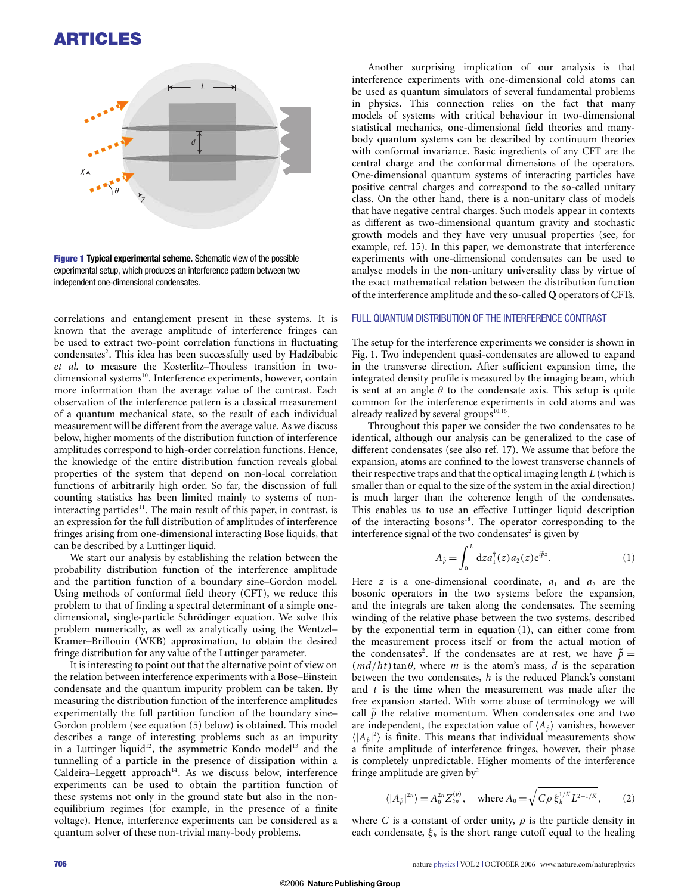Figure 1 Typical experimental scheme. Schematic view of the possible experimental setup, which produces an interference pattern between two independent one-dimensional condensates.

correlations and entanglement present in these systems. It is known that the average amplitude of interference fringes can be used to extract two-point correlation functions in fluctuating condensates[2]. This idea has been successfully used by Hadzibabic *et al.* to measure the Kosterlitz–Thouless transition in two-dimensional systems[10]. Interference experiments, however, contain more information than the average value of the contrast. Each observation of the interference pattern is a classical measurement of a quantum mechanical state, so the result of each individual measurement will be different from the average value. As we discuss below, higher moments of the distribution function of interference amplitudes correspond to high-order correlation functions. Hence, the knowledge of the entire distribution function reveals global properties of the system that depend on non-local correlation functions of arbitrarily high order. So far, the discussion of full counting statistics has been limited mainly to systems of non-interacting particles[11]. The main result of this paper, in contrast, is an expression for the full distribution of amplitudes of interference fringes arising from one-dimensional interacting Bose liquids, that can be described by a Luttinger liquid.

We start our analysis by establishing the relation between the probability distribution function of the interference amplitude and the partition function of a boundary sine–Gordon model. Using methods of conformal field theory (CFT), we reduce this problem to that of finding a spectral determinant of a simple one-dimensional, single-particle Schrödinger equation. We solve this problem numerically, as well as analytically using the Wentzel–Kramer–Brillouin (WKB) approximation, to obtain the desired fringe distribution for any value of the Luttinger parameter.

It is interesting to point out that the alternative point of view on the relation between interference experiments with a Bose–Einstein condensate and the quantum impurity problem can be taken. By measuring the distribution function of the interference amplitudes experimentally the full partition function of the boundary sine–Gordon problem (see equation (5) below) is obtained. This model describes a range of interesting problems such as an impurity in a Luttinger liquid[12], the asymmetric Kondo model[13] and the tunnelling of a particle in the presence of dissipation within a Caldeira–Leggett approach[14]. As we discuss below, interference experiments can be used to obtain the partition function of these systems not only in the ground state but also in the non-equilibrium regimes (for example, in the presence of a finite voltage). Hence, interference experiments can be considered as a quantum solver of these non-trivial many-body problems.

Another surprising implication of our analysis is that interference experiments with one-dimensional cold atoms can be used as quantum simulators of several fundamental problems in physics. This connection relies on the fact that many models of systems with critical behaviour in two-dimensional statistical mechanics, one-dimensional field theories and many-body quantum systems can be described by continuum theories with conformal invariance. Basic ingredients of any CFT are the central charge and the conformal dimensions of the operators. One-dimensional quantum systems of interacting particles have positive central charges and correspond to the so-called unitary class. On the other hand, there is a non-unitary class of models that have negative central charges. Such models appear in contexts as different as two-dimensional quantum gravity and stochastic growth models and they have very unusual properties (see, for example, ref. 15). In this paper, we demonstrate that interference experiments with one-dimensional condensates can be used to analyse models in the non-unitary universality class by virtue of the exact mathematical relation between the distribution function of the interference amplitude and the so-called **Q** operators of CFTs.

## FULL QUANTUM DISTRIBUTION OF THE INTERFERENCE CONTRAST

The setup for the interference experiments we consider is shown in Fig. 1. Two independent quasi-condensates are allowed to expand in the transverse direction. After sufficient expansion time, the integrated density profile is measured by the imaging beam, which is sent at an angle $\theta$ to the condensate axis. This setup is quite common for the interference experiments in cold atoms and was already realized by several groups[10,16].

Throughout this paper we consider the two condensates to be identical, although our analysis can be generalized to the case of different condensates (see also ref. 17). We assume that before the expansion, atoms are confined to the lowest transverse channels of their respective traps and that the optical imaging length $L$ (which is smaller than or equal to the size of the system in the axial direction) is much larger than the coherence length of the condensates. This enables us to use an effective Luttinger liquid description of the interacting bosons[18]. The operator corresponding to the interference signal of the two condensates[2] is given by

$$A_{\tilde{p}} = \int_0^L \mathrm{d}z a_1^\dagger(z) a_2(z) \mathrm{e}^{i\tilde{p}z}. \tag{1}$$

Here $z$ is a one-dimensional coordinate, $a_1$ and $a_2$ are the bosonic operators in the two systems before the expansion, and the integrals are taken along the condensates. The seeming winding of the relative phase between the two systems, described by the exponential term in equation (1), can either come from the measurement process itself or from the actual motion of the condensates[2]. If the condensates are at rest, we have $\tilde{p} = (md/\hbar t)\tan\theta$, where $m$ is the atom's mass, $d$ is the separation between the two condensates, $\hbar$ is the reduced Planck's constant and $t$ is the time when the measurement was made after the free expansion started. With some abuse of terminology we will call $\tilde{p}$ the relative momentum. When condensates one and two are independent, the expectation value of $\langle A_{\tilde{p}} \rangle$ vanishes, however $\langle |A_{\tilde{p}}|^2 \rangle$ is finite. This means that individual measurements show a finite amplitude of interference fringes, however, their phase is completely unpredictable. Higher moments of the interference fringe amplitude are given by[2]

$$\langle |A_{\tilde{p}}|^{2n} \rangle = A_0^{2n} Z_{2n}^{(p)}, \quad \text{where } A_0 = \sqrt{C \rho\, \xi_h^{1/K} L^{2-1/K}}, \tag{2}$$

where $C$ is a constant of order unity, $\rho$ is the particle density in each condensate, $\xi_h$ is the short range cutoff equal to the healing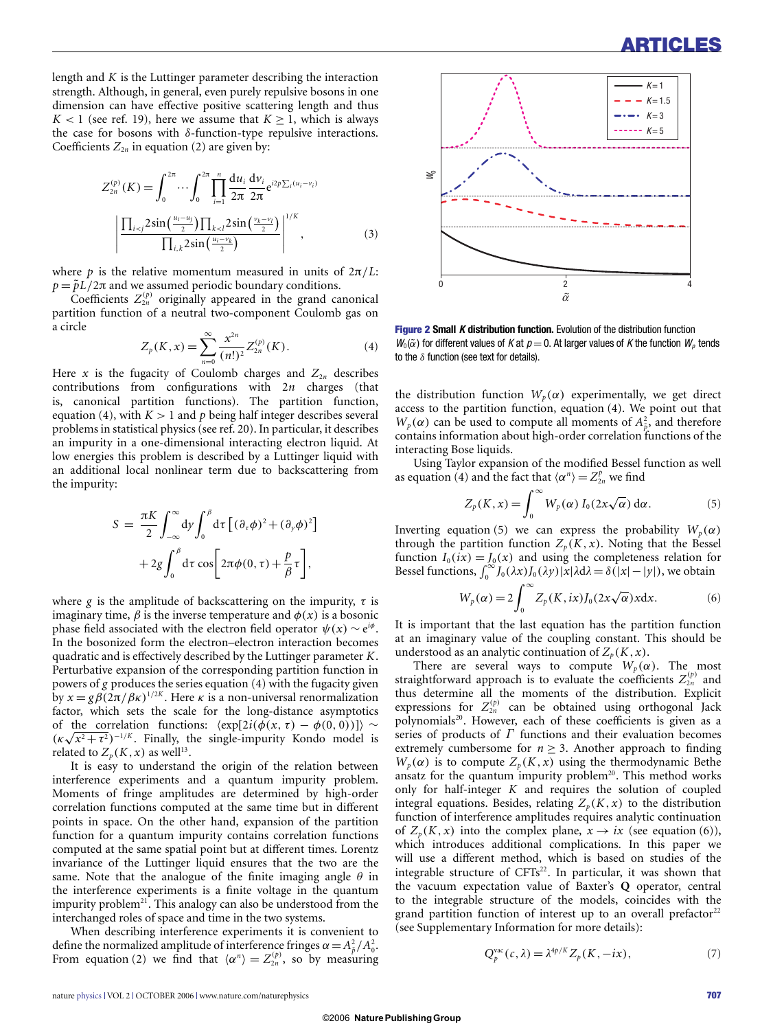length and $K$ is the Luttinger parameter describing the interaction strength. Although, in general, even purely repulsive bosons in one dimension can have effective positive scattering length and thus $K<1$ (see ref. 19), here we assume that $K \geq 1$, which is always the case for bosons with $\delta$-function-type repulsive interactions. Coefficients $Z_{2n}$ in equation (2) are given by:

$$
Z_{2n}^{(p)}(K)=\int_0^{2\pi}\cdots\int_0^{2\pi}\prod_{i=1}^{n}\frac{\mathrm{d}u_i}{2\pi}\frac{\mathrm{d}v_i}{2\pi}\,\mathrm{e}^{i2p\sum_i(u_i-v_i)}
\left|\frac{\prod_{i<j}2\sin\left(\frac{u_i-u_j}{2}\right)\prod_{k<l}2\sin\left(\frac{v_k-v_l}{2}\right)}{\prod_{i,k}2\sin\left(\frac{u_i-v_k}{2}\right)}\right|^{1/K}, \tag{3}
$$

where $p$ is the relative momentum measured in units of $2\pi/L$: $p=\tilde{p}L/2\pi$ and we assumed periodic boundary conditions.

Coefficients $Z_{2n}^{(p)}$ originally appeared in the grand canonical partition function of a neutral two-component Coulomb gas on a circle

$$
Z_p(K,x)=\sum_{n=0}^{\infty}\frac{x^{2n}}{(n!)^2}Z_{2n}^{(p)}(K). \tag{4}
$$

Here $x$ is the fugacity of Coulomb charges and $Z_{2n}$ describes contributions from configurations with $2n$ charges (that is, canonical partition functions). The partition function, equation (4), with $K>1$ and $p$ being half integer describes several problems in statistical physics (see ref. 20). In particular, it describes an impurity in a one-dimensional interacting electron liquid. At low energies this problem is described by a Luttinger liquid with an additional local nonlinear term due to backscattering from the impurity:

$$
S=\frac{\pi K}{2}\int_{-\infty}^{\infty}\mathrm{d}y\int_0^{\beta}\mathrm{d}\tau\left[(\partial_\tau\phi)^2+(\partial_y\phi)^2\right]
+2g\int_0^{\beta}\mathrm{d}\tau\cos\left[2\pi\phi(0,\tau)+\frac{p}{\beta}\tau\right],
$$

where $g$ is the amplitude of backscattering on the impurity, $\tau$ is imaginary time, $\beta$ is the inverse temperature and $\phi(x)$ is a bosonic phase field associated with the electron field operator $\psi(x)\sim \mathrm{e}^{i\phi}$. In the bosonized form the electron–electron interaction becomes quadratic and is effectively described by the Luttinger parameter $K$. Perturbative expansion of the corresponding partition function in powers of $g$ produces the series equation (4) with the fugacity given by $x=g\beta(2\pi/\beta\kappa)^{1/2K}$. Here $\kappa$ is a non-universal renormalization factor, which sets the scale for the long-distance asymptotics of the correlation functions: $\langle\exp[2i(\phi(x,\tau)-\phi(0,0))]\rangle\sim(\kappa\sqrt{x^2+\tau^2})^{-1/K}$. Finally, the single-impurity Kondo model is related to $Z_p(K,x)$ as well[13].

It is easy to understand the origin of the relation between interference experiments and a quantum impurity problem. Moments of fringe amplitudes are determined by high-order correlation functions computed at the same time but in different points in space. On the other hand, expansion of the partition function for a quantum impurity contains correlation functions computed at the same spatial point but at different times. Lorentz invariance of the Luttinger liquid ensures that the two are the same. Note that the analogue of the finite imaging angle $\theta$ in the interference experiments is a finite voltage in the quantum impurity problem[21]. This analogy can also be understood from the interchanged roles of space and time in the two systems.

When describing interference experiments it is convenient to define the normalized amplitude of interference fringes $\alpha=A_{\tilde{p}}^2/A_0^2$. From equation (2) we find that $\langle\alpha^n\rangle=Z_{2n}^{(p)}$, so by measuring

**Figure 2 Small $K$ distribution function.** Evolution of the distribution function $W_0(\tilde{\alpha})$ for different values of $K$ at $p=0$. At larger values of $K$ the function $W_p$ tends to the $\delta$ function (see text for details).

the distribution function $W_p(\alpha)$ experimentally, we get direct access to the partition function, equation (4). We point out that $W_p(\alpha)$ can be used to compute all moments of $A_{\tilde{p}}^2$, and therefore contains information about high-order correlation functions of the interacting Bose liquids.

Using Taylor expansion of the modified Bessel function as well as equation (4) and the fact that $\langle\alpha^n\rangle=Z_{2n}^{p}$ we find

$$
Z_p(K,x)=\int_0^{\infty}W_p(\alpha)\,I_0(2x\sqrt{\alpha})\,\mathrm{d}\alpha. \tag{5}
$$

Inverting equation (5) we can express the probability $W_p(\alpha)$ through the partition function $Z_p(K,x)$. Noting that the Bessel function $I_0(ix)=J_0(x)$ and using the completeness relation for Bessel functions, $\int_0^{\infty}J_0(\lambda x)J_0(\lambda y)|x|\lambda\mathrm{d}\lambda=\delta(|x|-|y|)$, we obtain

$$
W_p(\alpha)=2\int_0^{\infty}Z_p(K,ix)J_0(2x\sqrt{\alpha})x\mathrm{d}x. \tag{6}
$$

It is important that the last equation has the partition function at an imaginary value of the coupling constant. This should be understood as an analytic continuation of $Z_p(K,x)$.

There are several ways to compute $W_p(\alpha)$. The most straightforward approach is to evaluate the coefficients $Z_{2n}^{(p)}$ and thus determine all the moments of the distribution. Explicit expressions for $Z_{2n}^{(p)}$ can be obtained using orthogonal Jack polynomials[20]. However, each of these coefficients is given as a series of products of $\Gamma$ functions and their evaluation becomes extremely cumbersome for $n\geq 3$. Another approach to finding $W_p(\alpha)$ is to compute $Z_p(K,x)$ using the thermodynamic Bethe ansatz for the quantum impurity problem[20]. This method works only for half-integer $K$ and requires the solution of coupled integral equations. Besides, relating $Z_p(K,x)$ to the distribution function of interference amplitudes requires analytic continuation of $Z_p(K,x)$ into the complex plane, $x\to ix$ (see equation (6)), which introduces additional complications. In this paper we will use a different method, which is based on studies of the integrable structure of CFTs[22]. In particular, it was shown that the vacuum expectation value of Baxter's **Q** operator, central to the integrable structure of the models, coincides with the grand partition function of interest up to an overall prefactor[22] (see Supplementary Information for more details):

$$
Q_p^{\mathrm{vac}}(c,\lambda)=\lambda^{4p/K}Z_p(K,-ix), \tag{7}
$$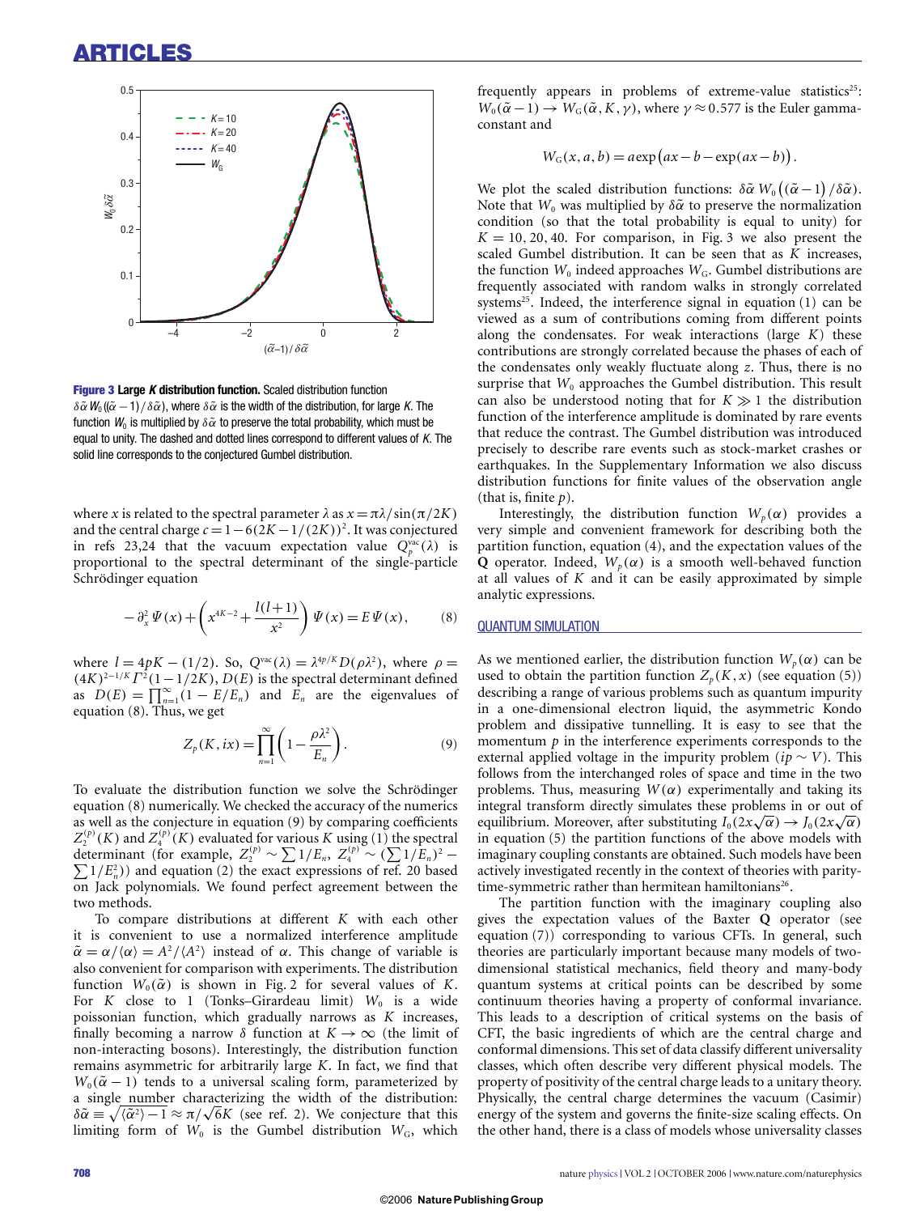**Figure 3 Large $K$ distribution function.** Scaled distribution function $\delta\tilde{\alpha}\, W_0((\tilde{\alpha}-1)/\delta\tilde{\alpha})$, where $\delta\tilde{\alpha}$ is the width of the distribution, for large $K$. The function $W_0$ is multiplied by $\delta\tilde{\alpha}$ to preserve the total probability, which must be equal to unity. The dashed and dotted lines correspond to different values of $K$. The solid line corresponds to the conjectured Gumbel distribution.

where $x$ is related to the spectral parameter $\lambda$ as $x = \pi\lambda/\sin(\pi/2K)$ and the central charge $c = 1 - 6(2K - 1/(2K))^2$. It was conjectured in refs 23,24 that the vacuum expectation value $Q_p^{\mathrm{vac}}(\lambda)$ is proportional to the spectral determinant of the single-particle Schrödinger equation

$$-\partial_x^2 \Psi(x) + \left(x^{4K-2} + \frac{l(l+1)}{x^2}\right)\Psi(x) = E\,\Psi(x), \qquad (8)$$

where $l = 4pK - (1/2)$. So, $Q^{\mathrm{vac}}(\lambda) = \lambda^{4p/K} D(\rho\lambda^2)$, where $\rho = (4K)^{2-1/K}\Gamma^2(1-1/2K)$, $D(E)$ is the spectral determinant defined as $D(E) = \prod_{n=1}^{\infty}(1 - E/E_n)$ and $E_n$ are the eigenvalues of equation (8). Thus, we get

$$Z_p(K, ix) = \prod_{n=1}^{\infty}\left(1 - \frac{\rho\lambda^2}{E_n}\right). \qquad (9)$$

To evaluate the distribution function we solve the Schrödinger equation (8) numerically. We checked the accuracy of the numerics as well as the conjecture in equation (9) by comparing coefficients $Z_2^{(p)}(K)$ and $Z_4^{(p)}(K)$ evaluated for various $K$ using (1) the spectral determinant (for example, $Z_2^{(p)} \sim \sum 1/E_n$, $Z_4^{(p)} \sim (\sum 1/E_n)^2 - \sum 1/E_n^2$) and equation (2) the exact expressions of ref. 20 based on Jack polynomials. We found perfect agreement between the two methods.

To compare distributions at different $K$ with each other it is convenient to use a normalized interference amplitude $\tilde{\alpha} = \alpha/\langle\alpha\rangle = A^2/\langle A^2\rangle$ instead of $\alpha$. This change of variable is also convenient for comparison with experiments. The distribution function $W_0(\tilde{\alpha})$ is shown in Fig. 2 for several values of $K$. For $K$ close to 1 (Tonks–Girardeau limit) $W_0$ is a wide poissonian function, which gradually narrows as $K$ increases, finally becoming a narrow $\delta$ function at $K \to \infty$ (the limit of non-interacting bosons). Interestingly, the distribution function remains asymmetric for arbitrarily large $K$. In fact, we find that $W_0(\tilde{\alpha} - 1)$ tends to a universal scaling form, parameterized by a single number characterizing the width of the distribution: $\delta\tilde{\alpha} \equiv \sqrt{\langle\tilde{\alpha}^2\rangle - 1} \approx \pi/\sqrt{6}K$ (see ref. 2). We conjecture that this limiting form of $W_0$ is the Gumbel distribution $W_{\mathrm{G}}$, which frequently appears in problems of extreme-value statistics[25]: $W_0(\tilde{\alpha} - 1) \to W_{\mathrm{G}}(\tilde{\alpha}, K, \gamma)$, where $\gamma \approx 0.577$ is the Euler gamma-constant and

$$W_{\mathrm{G}}(x, a, b) = a\exp\left(ax - b - \exp(ax - b)\right).$$

We plot the scaled distribution functions: $\delta\tilde{\alpha}\, W_0\left((\tilde{\alpha}-1)/\delta\tilde{\alpha}\right)$. Note that $W_0$ was multiplied by $\delta\tilde{\alpha}$ to preserve the normalization condition (so that the total probability is equal to unity) for $K = 10, 20, 40$. For comparison, in Fig. 3 we also present the scaled Gumbel distribution. It can be seen that as $K$ increases, the function $W_0$ indeed approaches $W_{\mathrm{G}}$. Gumbel distributions are frequently associated with random walks in strongly correlated systems[25]. Indeed, the interference signal in equation (1) can be viewed as a sum of contributions coming from different points along the condensates. For weak interactions (large $K$) these contributions are strongly correlated because the phases of each of the condensates only weakly fluctuate along $z$. Thus, there is no surprise that $W_0$ approaches the Gumbel distribution. This result can also be understood noting that for $K \gg 1$ the distribution function of the interference amplitude is dominated by rare events that reduce the contrast. The Gumbel distribution was introduced precisely to describe rare events such as stock-market crashes or earthquakes. In the Supplementary Information we also discuss distribution functions for finite values of the observation angle (that is, finite $p$).

Interestingly, the distribution function $W_p(\alpha)$ provides a very simple and convenient framework for describing both the partition function, equation (4), and the expectation values of the $\mathbf{Q}$ operator. Indeed, $W_p(\alpha)$ is a smooth well-behaved function at all values of $K$ and it can be easily approximated by simple analytic expressions.

## QUANTUM SIMULATION

As we mentioned earlier, the distribution function $W_p(\alpha)$ can be used to obtain the partition function $Z_p(K, x)$ (see equation (5)) describing a range of various problems such as quantum impurity in a one-dimensional electron liquid, the asymmetric Kondo problem and dissipative tunnelling. It is easy to see that the momentum $p$ in the interference experiments corresponds to the external applied voltage in the impurity problem ($ip \sim V$). This follows from the interchanged roles of space and time in the two problems. Thus, measuring $W(\alpha)$ experimentally and taking its integral transform directly simulates these problems in or out of equilibrium. Moreover, after substituting $I_0(2x\sqrt{\alpha}) \to J_0(2x\sqrt{\alpha})$ in equation (5) the partition functions of the above models with imaginary coupling constants are obtained. Such models have been actively investigated recently in the context of theories with parity-time-symmetric rather than hermitean hamiltonians[26].

The partition function with the imaginary coupling also gives the expectation values of the Baxter $\mathbf{Q}$ operator (see equation (7)) corresponding to various CFTs. In general, such theories are particularly important because many models of two-dimensional statistical mechanics, field theory and many-body quantum systems at critical points can be described by some continuum theories having a property of conformal invariance. This leads to a description of critical systems on the basis of CFT, the basic ingredients of which are the central charge and conformal dimensions. This set of data classify different universality classes, which often describe very different physical models. The property of positivity of the central charge leads to a unitary theory. Physically, the central charge determines the vacuum (Casimir) energy of the system and governs the finite-size scaling effects. On the other hand, there is a class of models whose universality classes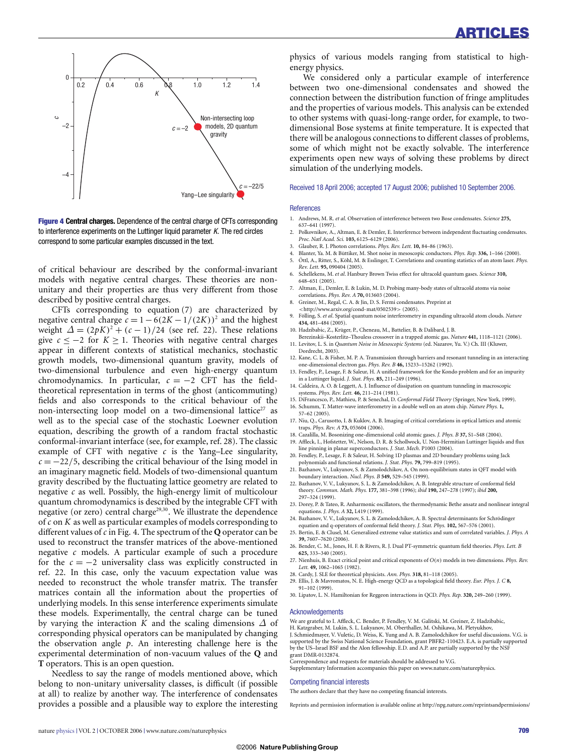0
0.2
0.4
0.6
0.8
1.0
1.2
1.4
$K$
$c$
−2
−4
Non-intersecting loop models, 2D quantum gravity
$c = -2$
$c = -22/5$
Yang–Lee singularity

**Figure 4 Central charges.** Dependence of the central charge of CFTs corresponding to interference experiments on the Luttinger liquid parameter $K$. The red circles correspond to some particular examples discussed in the text.

of critical behaviour are described by the conformal-invariant models with negative central charges. These theories are non-unitary and their properties are thus very different from those described by positive central charges.

CFTs corresponding to equation (7) are characterized by negative central charge $c = 1 - 6(2K - 1/(2K))^2$ and the highest weight $\Delta = (2pK)^2 + (c - 1)/24$ (see ref. 22). These relations give $c \leq -2$ for $K \geq 1$. Theories with negative central charges appear in different contexts of statistical mechanics, stochastic growth models, two-dimensional quantum gravity, models of two-dimensional turbulence and even high-energy quantum chromodynamics. In particular, $c = -2$ CFT has the field-theoretical representation in terms of the ghost (anticommuting) fields and also corresponds to the critical behaviour of the non-intersecting loop model on a two-dimensional lattice[27] as well as to the special case of the stochastic Loewner evolution equation, describing the growth of a random fractal stochastic conformal-invariant interface (see, for example, ref. 28). The classic example of CFT with negative $c$ is the Yang–Lee singularity, $c = -22/5$, describing the critical behaviour of the Ising model in an imaginary magnetic field. Models of two-dimensional quantum gravity described by the fluctuating lattice geometry are related to negative $c$ as well. Possibly, the high-energy limit of multicolour quantum chromodynamics is described by the integrable CFT with negative (or zero) central charge[29,30]. We illustrate the dependence of $c$ on $K$ as well as particular examples of models corresponding to different values of $c$ in Fig. 4. The spectrum of the **Q** operator can be used to reconstruct the transfer matrices of the above-mentioned negative $c$ models. A particular example of such a procedure for the $c = -2$ universality class was explicitly constructed in ref. 22. In this case, only the vacuum expectation value was needed to reconstruct the whole transfer matrix. The transfer matrices contain all the information about the properties of underlying models. In this sense interference experiments simulate these models. Experimentally, the central charge can be tuned by varying the interaction $K$ and the scaling dimensions $\Delta$ of corresponding physical operators can be manipulated by changing the observation angle $p$. An interesting challenge here is the experimental determination of non-vacuum values of the **Q** and **T** operators. This is an open question.

Needless to say the range of models mentioned above, which belong to non-unitary universality classes, is difficult (if possible at all) to realize by another way. The interference of condensates provides a possible and a plausible way to explore the interesting physics of various models ranging from statistical to high-energy physics.

We considered only a particular example of interference between two one-dimensional condensates and showed the connection between the distribution function of fringe amplitudes and the properties of various models. This analysis can be extended to other systems with quasi-long-range order, for example, to two-dimensional Bose systems at finite temperature. It is expected that there will be analogous connections to different classes of problems, some of which might not be exactly solvable. The interference experiments open new ways of solving these problems by direct simulation of the underlying models.

Received 18 April 2006; accepted 17 August 2006; published 10 September 2006.

## References

1. Andrews, M. R. *et al.* Observation of interference between two Bose condensates. *Science* **275,** 637–641 (1997).
2. Polkovnikov, A., Altman, E. & Demler, E. Interference between independent fluctuating condensates. *Proc. Natl Acad. Sci.* **103,** 6125–6129 (2006).
3. Glauber, R. J. Photon correlations. *Phys. Rev. Lett.* **10,** 84–86 (1963).
4. Blanter, Ya. M. & Büttiker, M. Shot noise in mesoscopic conductors. *Phys. Rep.* **336,** 1–166 (2000).
5. Öttl, A., Ritter, S., Köhl, M. & Esslinger, T. Correlations and counting statistics of an atom laser. *Phys. Rev. Lett.* **95,** 090404 (2005).
6. Schellekens, M. *et al.* Hanbury Brown Twiss effect for ultracold quantum gases. *Science* **310,** 648–651 (2005).
7. Altman, E., Demler, E. & Lukin, M. D. Probing many-body states of ultracold atoms via noise correlations. *Phys. Rev. A* **70,** 013603 (2004).
8. Greiner, M., Regal, C. A. & Jin, D. S. Fermi condensates. Preprint at <http://www.arxiv.org/cond-mat/0502539> (2005).
9. Fölling, S. *et al.* Spatial quantum noise interferometry in expanding ultracold atom clouds. *Nature* **434,** 481–484 (2005).
10. Hadzibabic, Z., Krüger, P., Cheneau, M., Battelier, B. & Dalibard, J. B. Berezinskii–Kosterlitz–Thouless crossover in a trapped atomic gas. *Nature* **441,** 1118–1121 (2006).
11. Levitov, L. S. in *Quantum Noise in Mesoscopic Systems* (ed. Nazarov, Yu. V.) Ch. III (Kluwer, Dordrecht, 2003).
12. Kane, C. L. & Fisher, M. P. A. Transmission through barriers and resonant tunneling in an interacting one-dimensional electron gas. *Phys. Rev. B* **46,** 15233–15262 (1992).
13. Fendley, P., Lesage, F. & Saleur, H. A unified framework for the Kondo problem and for an impurity in a Luttinger liquid. *J. Stat. Phys.* **85,** 211–249 (1996).
14. Caldeira, A. O. & Leggett, A. J. Influence of dissipation on quantum tunneling in macroscopic systems. *Phys. Rev. Lett.* **46,** 211–214 (1981).
15. DiFrancesco, P., Mathieu, P. & Senechal, D. *Conformal Field Theory* (Springer, New York, 1999).
16. Schumm, T. Matter-wave interferometry in a double well on an atom chip. *Nature Phys.* **1,** 57–62 (2005).
17. Niu, Q., Carusotto, I. & Kuklov, A. B. Imaging of critical correlations in optical lattices and atomic traps. *Phys. Rev. A* **73,** 053604 (2006).
18. Cazalilla, M. Bosonizing one-dimensional cold atomic gases. *J. Phys. B* **37,** S1–S48 (2004).
19. Affleck, I., Hofstetter, W., Nelson, D. R. & Schollwock, U. Non-Hermitian Luttinger liquids and flux line pinning in planar superconductors. *J. Stat. Mech.* P1003 (2004).
20. Fendley, P., Lesage, F. & Saleur, H. Solving 1D plasmas and 2D boundary problems using Jack polynomials and functional relations. *J. Stat. Phys.* **79,** 799–819 (1995).
21. Bazhanov, V., Lukyanov, S. & Zamolodchikov, A. On non-equilibrium states in QFT model with boundary interaction. *Nucl. Phys. B* **549,** 529–545 (1999).
22. Bazhanov, V. V., Lukyanov, S. L. & Zamolodchikov, A. B. Integrable structure of conformal field theory. *Commun. Math. Phys.* **177,** 381–398 (1996); *ibid* **190,** 247–278 (1997); *ibid* **200,** 297–324 (1999).
23. Dorey, P. & Tateo, R. Anharmonic oscillators, the thermodynamic Bethe ansatz and nonlinear integral equations. *J. Phys. A* **32,** L419 (1999).
24. Bazhanov, V. V., Lukyanov, S. L. & Zamolodchikov, A. B. Spectral determinants for Schrödinger equation and q-operators of conformal field theory. *J. Stat. Phys.* **102,** 567–576 (2001).
25. Bertin, E. & Clusel, M. Generalized extreme value statistics and sum of correlated variables. *J. Phys. A* **39,** 7607–7620 (2006).
26. Bender, C. M., Jones, H. F. & Rivers, R. J. Dual PT-symmetric quantum field theories. *Phys. Lett. B* **625,** 333–340 (2005).
27. Nienhuis, B. Exact critical point and critical exponents of $O(n)$ models in two dimensions. *Phys. Rev. Lett.* **49,** 1062–1065 (1982).
28. Cardy, J. SLE for theoretical physicists. *Ann. Phys.* **318,** 81–118 (2005).
29. Ellis, J. & Mavromatos, N. E. High-energy QCD as a topological field theory. *Eur. Phys. J. C* **8,** 91–102 (1999).
30. Lipatov, L. N. Hamiltonian for Reggeon interactions in QCD. *Phys. Rep.* **320,** 249–260 (1999).

## Acknowledgements

We are grateful to I. Affleck, C. Bender, P. Fendley, V. M. Galitski, M. Greiner, Z. Hadzibabic, H. Katzgraber, M. Lukin, S. L. Lukyanov, M. Oberthaller, M. Oshikawa, M. Pletyukhov, J. Schmiedmayer, V. Vuletic, D. Weiss, K. Yung and A. B. Zamolodchikov for useful discussions. V.G. is supported by the Swiss National Science Foundation, grant PBFR2-110423. E.A. is partially supported by the US–Israel BSF and the Alon fellowship. E.D. and A.P. are partially supported by the NSF grant DMR-0132874.

Correspondence and requests for materials should be addressed to V.G.

Supplementary Information accompanies this paper on www.nature.com/naturephysics.

## Competing financial interests

The authors declare that they have no competing financial interests.

Reprints and permission information is available online at http://npg.nature.com/reprintsandpermissions/